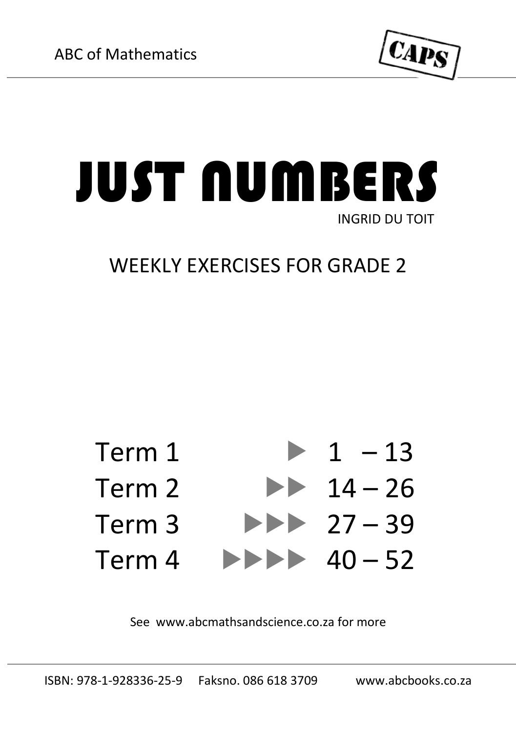ABC of Mathematics

CAPS

# JUST NUMBERS

INGRID DU TOIT

## WEEKLY EXERCISES FOR GRADE 2

| | | |
|---|---|---|
| Term 1 | ▶ | 1 – 13 |
| Term 2 | ▶▶ | 14 – 26 |
| Term 3 | ▶▶▶ | 27 – 39 |
| Term 4 | ▶▶▶▶ | 40 – 52 |

See www.abcmathsandscience.co.za for more

ISBN: 978-1-928336-25-9 Faksno. 086 618 3709 www.abcbooks.co.za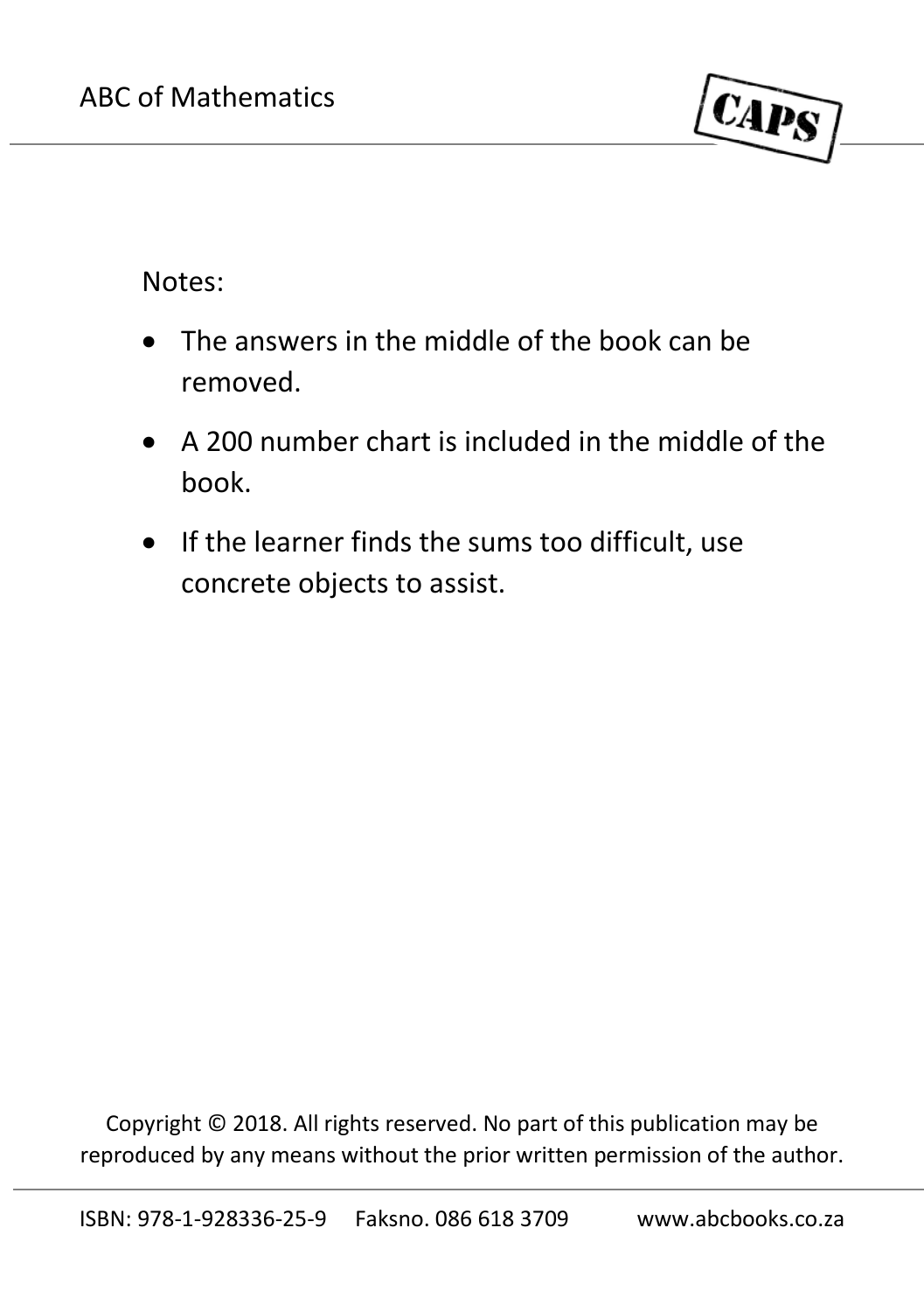Notes:

- The answers in the middle of the book can be removed.
- A 200 number chart is included in the middle of the book.
- If the learner finds the sums too difficult, use concrete objects to assist.

Copyright © 2018. All rights reserved. No part of this publication may be reproduced by any means without the prior written permission of the author.

ISBN: 978-1-928336-25-9 Faksno. 086 618 3709 www.abcbooks.co.za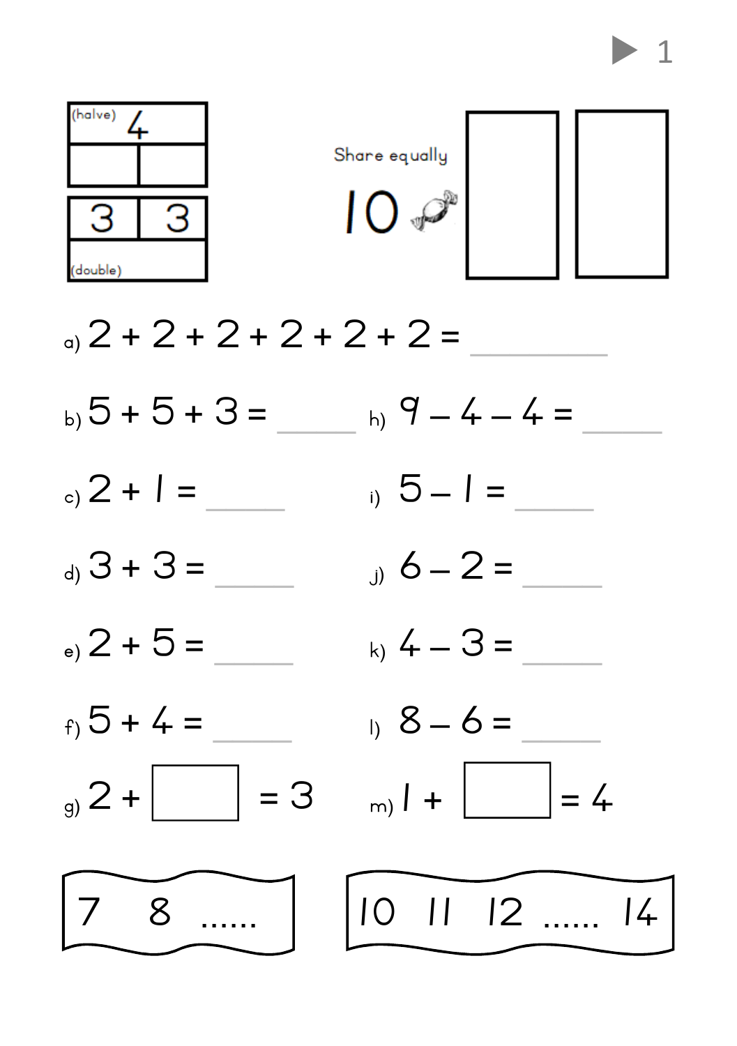| (halve) 4 | |
|---|---|
| | |

| 3 | 3 |
|---|---|
| (double) | |

Share equally

10

a) $2 + 2 + 2 + 2 + 2 + 2 =$ ______

b) $5 + 5 + 3 =$ ______

c) $2 + 1 =$ ______

d) $3 + 3 =$ ______

e) $2 + 5 =$ ______

f) $5 + 4 =$ ______

g) $2 + \square = 3$

h) $9 - 4 - 4 =$ ______

i) $5 - 1 =$ ______

j) $6 - 2 =$ ______

k) $4 - 3 =$ ______

l) $8 - 6 =$ ______

m) $1 + \square = 4$

7 8 ......

10 11 12 ...... 14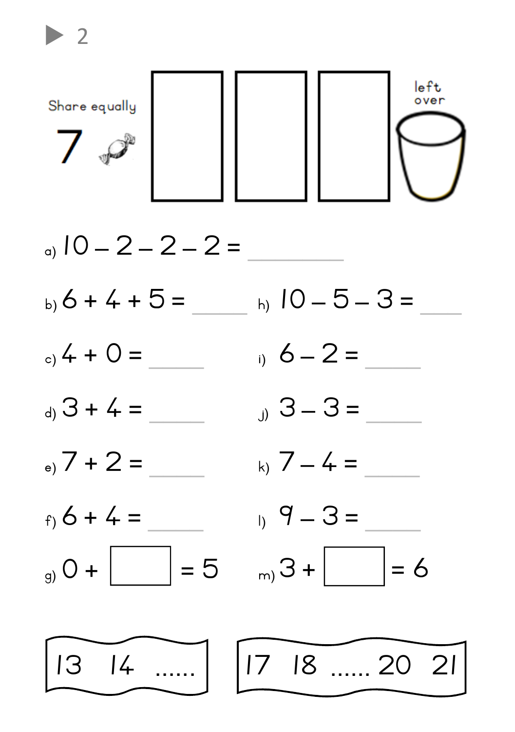▶ 2

Share equally

7

left over

a) $10 - 2 - 2 - 2 =$ ______

b) $6 + 4 + 5 =$ ______

c) $4 + 0 =$ ______

d) $3 + 4 =$ ______

e) $7 + 2 =$ ______

f) $6 + 4 =$ ______

g) $0 +$ ☐ $= 5$

h) $10 - 5 - 3 =$ ______

i) $6 - 2 =$ ______

j) $3 - 3 =$ ______

k) $7 - 4 =$ ______

l) $9 - 3 =$ ______

m) $3 +$ ☐ $= 6$

13 14 ......

17 18 ...... 20 21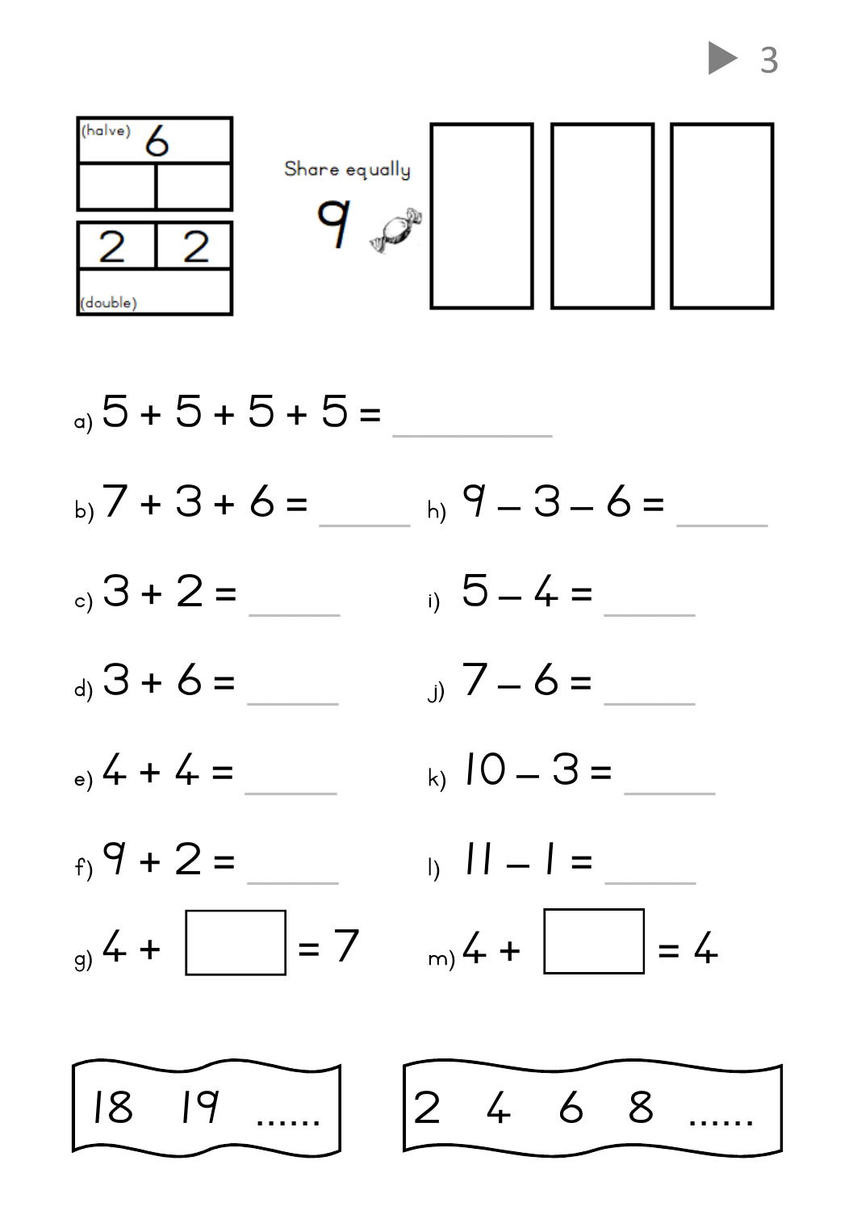| (halve) 6 | |
|---|---|
| | |

| 2 | 2 |
|---|---|
| (double) | |

Share equally

9

a) $5 + 5 + 5 + 5 =$ ______

b) $7 + 3 + 6 =$ ______

c) $3 + 2 =$ ______

d) $3 + 6 =$ ______

e) $4 + 4 =$ ______

f) $9 + 2 =$ ______

g) $4 + \square = 7$

h) $9 - 3 - 6 =$ ______

i) $5 - 4 =$ ______

j) $7 - 6 =$ ______

k) $10 - 3 =$ ______

l) $11 - 1 =$ ______

m) $4 + \square = 4$

18 19 ......

2 4 6 8 ......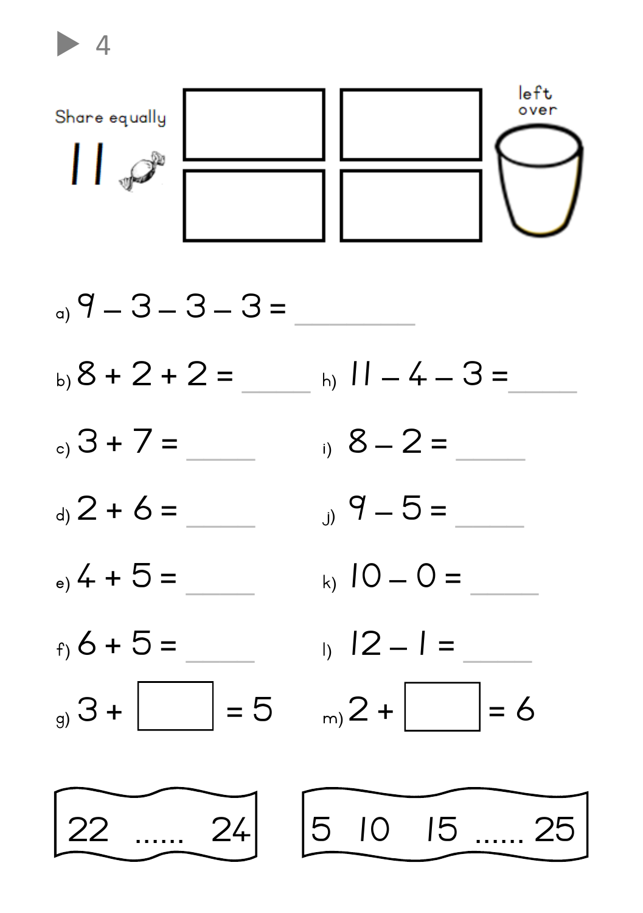▶ 4

Share equally

11

left over

a) $9 - 3 - 3 - 3 =$ ________

b) $8 + 2 + 2 =$ ______

c) $3 + 7 =$ ______

d) $2 + 6 =$ ______

e) $4 + 5 =$ ______

f) $6 + 5 =$ ______

g) $3 + \square = 5$

h) $11 - 4 - 3 =$ ______

i) $8 - 2 =$ ______

j) $9 - 5 =$ ______

k) $10 - 0 =$ ______

l) $12 - 1 =$ ______

m) $2 + \square = 6$

22 ...... 24

5 10 15 ...... 25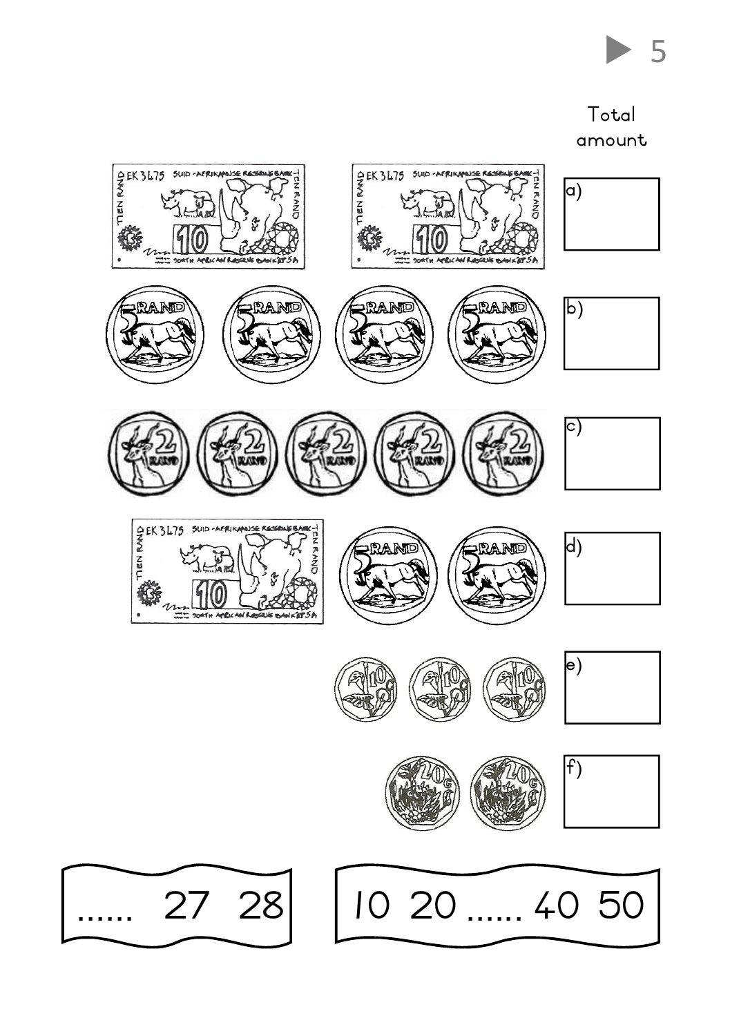Total amount

a) 

b) 

c) 

d) 

e) 

f) 

...... 27 28

10 20 ...... 40 50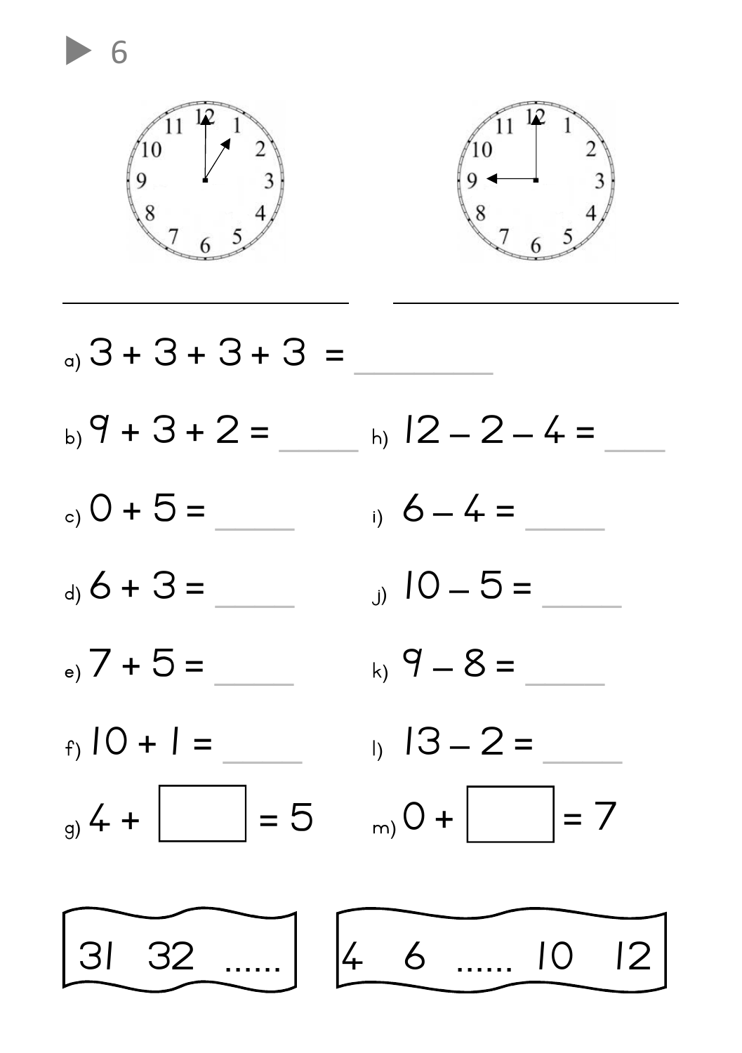▶ 6

\_\_\_\_\_\_\_\_\_\_\_\_\_\_\_\_\_\_\_\_ \_\_\_\_\_\_\_\_\_\_\_\_\_\_\_\_\_\_\_\_

a) $3 + 3 + 3 + 3 =$ \_\_\_\_\_\_\_\_

b) $9 + 3 + 2 =$ \_\_\_\_\_

c) $0 + 5 =$ \_\_\_\_\_

d) $6 + 3 =$ \_\_\_\_\_

e) $7 + 5 =$ \_\_\_\_\_

f) $10 + 1 =$ \_\_\_\_\_

g) $4 + \square = 5$

h) $12 - 2 - 4 =$ \_\_\_\_

i) $6 - 4 =$ \_\_\_\_\_

j) $10 - 5 =$ \_\_\_\_\_

k) $9 - 8 =$ \_\_\_\_\_

l) $13 - 2 =$ \_\_\_\_\_

m) $0 + \square = 7$

31 32 ......

4 6 ...... 10 12